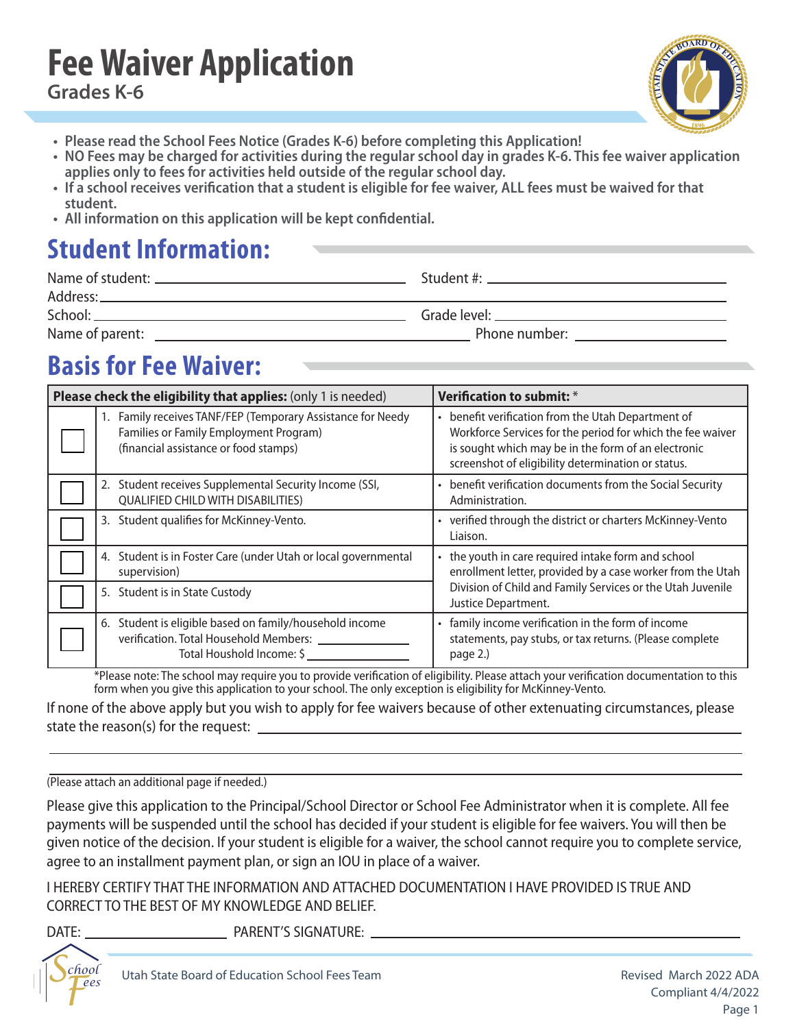# Fee Waiver Application

## Grades K-6

- **Please read the School Fees Notice (Grades K-6) before completing this Application!**
- **NO Fees may be charged for activities during the regular school day in grades K-6. This fee waiver application applies only to fees for activities held outside of the regular school day.**
- **If a school receives verification that a student is eligible for fee waiver, ALL fees must be waived for that student.**
- **All information on this application will be kept confidential.**

## Student Information:

Name of student: ______________________ Student #: ______________________

Address: ______________________________________________

School: ______________________ Grade level: ______________________

Name of parent: ______________________ Phone number: ______________________

## Basis for Fee Waiver:

| | **Please check the eligibility that applies:** (only 1 is needed) | **Verification to submit:** * |
|---|---|---|
| ☐ | 1. Family receives TANF/FEP (Temporary Assistance for Needy Families or Family Employment Program) (financial assistance or food stamps) | • benefit verification from the Utah Department of Workforce Services for the period for which the fee waiver is sought which may be in the form of an electronic screenshot of eligibility determination or status. |
| ☐ | 2. Student receives Supplemental Security Income (SSI, QUALIFIED CHILD WITH DISABILITIES) | • benefit verification documents from the Social Security Administration. |
| ☐ | 3. Student qualifies for McKinney-Vento. | • verified through the district or charters McKinney-Vento Liaison. |
| ☐ | 4. Student is in Foster Care (under Utah or local governmental supervision) | • the youth in care required intake form and school enrollment letter, provided by a case worker from the Utah Division of Child and Family Services or the Utah Juvenile Justice Department. |
| ☐ | 5. Student is in State Custody | |
| ☐ | 6. Student is eligible based on family/household income verification. Total Household Members: ________ Total Houshold Income: $ ________ | • family income verification in the form of income statements, pay stubs, or tax returns. (Please complete page 2.) |

*Please note: The school may require you to provide verification of eligibility. Please attach your verification documentation to this form when you give this application to your school. The only exception is eligibility for McKinney-Vento.

If none of the above apply but you wish to apply for fee waivers because of other extenuating circumstances, please state the reason(s) for the request: ______________________________________________

______________________________________________

______________________________________________

(Please attach an additional page if needed.)

Please give this application to the Principal/School Director or School Fee Administrator when it is complete. All fee payments will be suspended until the school has decided if your student is eligible for fee waivers. You will then be given notice of the decision. If your student is eligible for a waiver, the school cannot require you to complete service, agree to an installment payment plan, or sign an IOU in place of a waiver.

I HEREBY CERTIFY THAT THE INFORMATION AND ATTACHED DOCUMENTATION I HAVE PROVIDED IS TRUE AND CORRECT TO THE BEST OF MY KNOWLEDGE AND BELIEF.

DATE: ______________ PARENT'S SIGNATURE: ______________________________

Utah State Board of Education School Fees Team

Revised March 2022 ADA Compliant 4/4/2022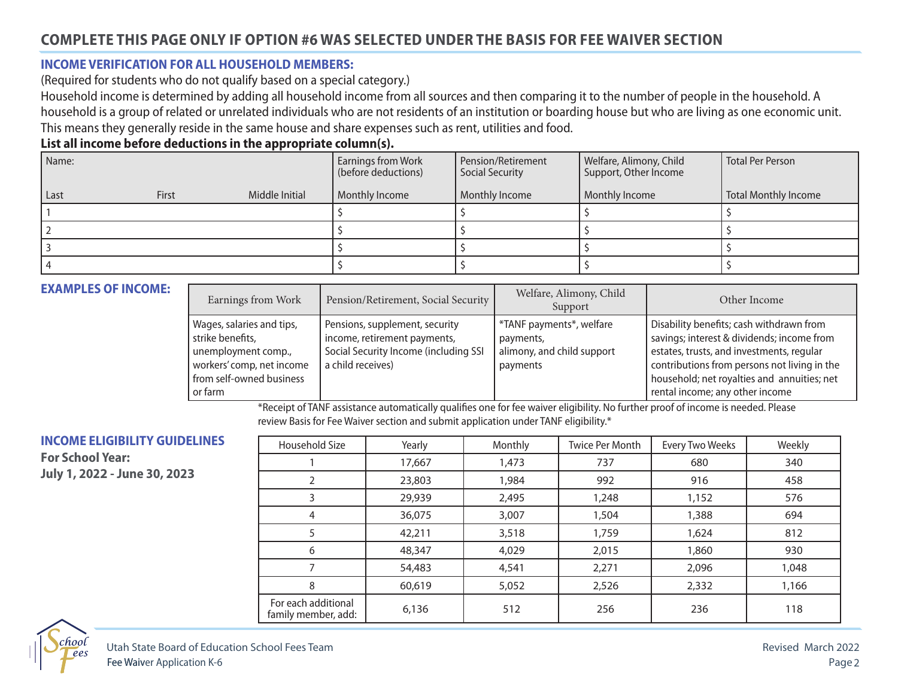## COMPLETE THIS PAGE ONLY IF OPTION #6 WAS SELECTED UNDER THE BASIS FOR FEE WAIVER SECTION

### INCOME VERIFICATION FOR ALL HOUSEHOLD MEMBERS:

(Required for students who do not qualify based on a special category.)

Household income is determined by adding all household income from all sources and then comparing it to the number of people in the household. A household is a group of related or unrelated individuals who are not residents of an institution or boarding house but who are living as one economic unit. This means they generally reside in the same house and share expenses such as rent, utilities and food.

**List all income before deductions in the appropriate column(s).**

| Name: Last / First / Middle Initial | Earnings from Work (before deductions) Monthly Income | Pension/Retirement Social Security Monthly Income | Welfare, Alimony, Child Support, Other Income Monthly Income | Total Per Person Total Monthly Income |
|---|---|---|---|---|
| 1 | $ | $ | $ | $ |
| 2 | $ | $ | $ | $ |
| 3 | $ | $ | $ | $ |
| 4 | $ | $ | $ | $ |

### EXAMPLES OF INCOME:

| Earnings from Work | Pension/Retirement, Social Security | Welfare, Alimony, Child Support | Other Income |
|---|---|---|---|
| Wages, salaries and tips, strike benefits, unemployment comp., workers' comp, net income from self-owned business or farm | Pensions, supplement, security income, retirement payments, Social Security Income (including SSI a child receives) | *TANF payments*, welfare payments, alimony, and child support payments | Disability benefits; cash withdrawn from savings; interest & dividends; income from estates, trusts, and investments, regular contributions from persons not living in the household; net royalties and annuities; net rental income; any other income |

*Receipt of TANF assistance automatically qualifies one for fee waiver eligibility. No further proof of income is needed. Please review Basis for Fee Waiver section and submit application under TANF eligibility.*

### INCOME ELIGIBILITY GUIDELINES

**For School Year:**
**July 1, 2022 - June 30, 2023**

| Household Size | Yearly | Monthly | Twice Per Month | Every Two Weeks | Weekly |
|---|---|---|---|---|---|
| 1 | 17,667 | 1,473 | 737 | 680 | 340 |
| 2 | 23,803 | 1,984 | 992 | 916 | 458 |
| 3 | 29,939 | 2,495 | 1,248 | 1,152 | 576 |
| 4 | 36,075 | 3,007 | 1,504 | 1,388 | 694 |
| 5 | 42,211 | 3,518 | 1,759 | 1,624 | 812 |
| 6 | 48,347 | 4,029 | 2,015 | 1,860 | 930 |
| 7 | 54,483 | 4,541 | 2,271 | 2,096 | 1,048 |
| 8 | 60,619 | 5,052 | 2,526 | 2,332 | 1,166 |
| For each additional family member, add: | 6,136 | 512 | 256 | 236 | 118 |

Utah State Board of Education School Fees Team
Fee Waiver Application K-6

Revised March 2022